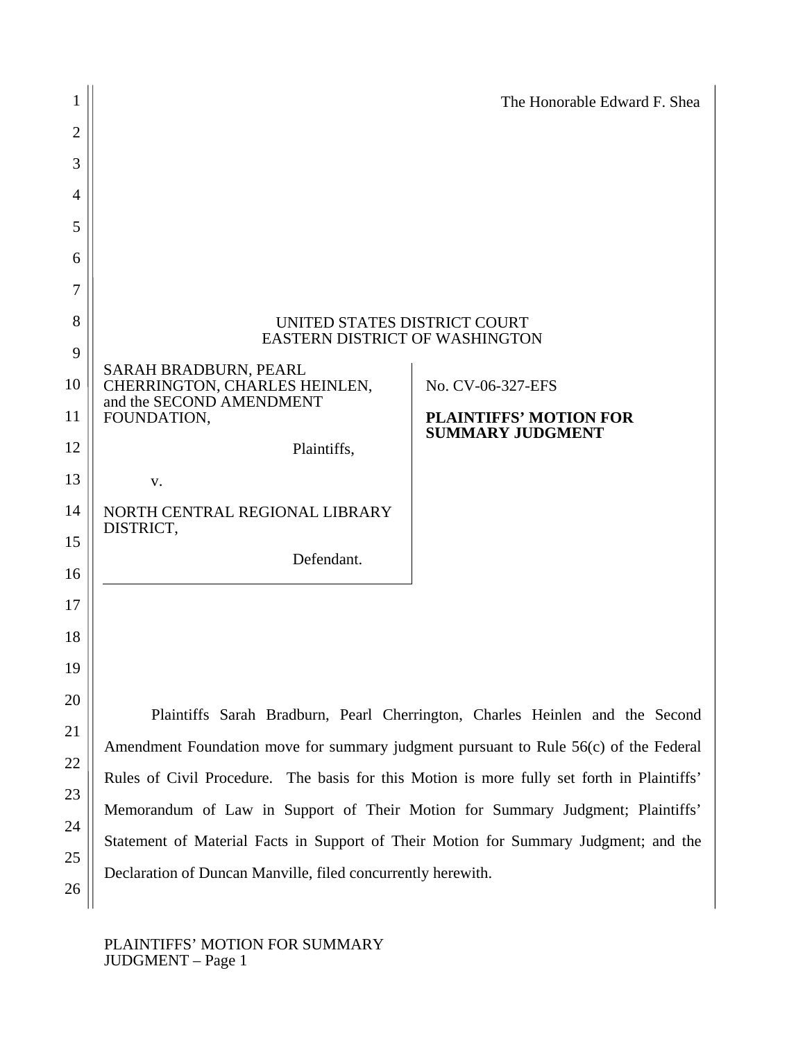The Honorable Edward F. Shea

UNITED STATES DISTRICT COURT
EASTERN DISTRICT OF WASHINGTON

| | |
|---|---|
| SARAH BRADBURN, PEARL CHERRINGTON, CHARLES HEINLEN, and the SECOND AMENDMENT FOUNDATION,<br><br>Plaintiffs,<br><br>v.<br><br>NORTH CENTRAL REGIONAL LIBRARY DISTRICT,<br><br>Defendant. | No. CV-06-327-EFS<br><br>**PLAINTIFFS' MOTION FOR SUMMARY JUDGMENT** |

Plaintiffs Sarah Bradburn, Pearl Cherrington, Charles Heinlen and the Second Amendment Foundation move for summary judgment pursuant to Rule 56(c) of the Federal Rules of Civil Procedure. The basis for this Motion is more fully set forth in Plaintiffs' Memorandum of Law in Support of Their Motion for Summary Judgment; Plaintiffs' Statement of Material Facts in Support of Their Motion for Summary Judgment; and the Declaration of Duncan Manville, filed concurrently herewith.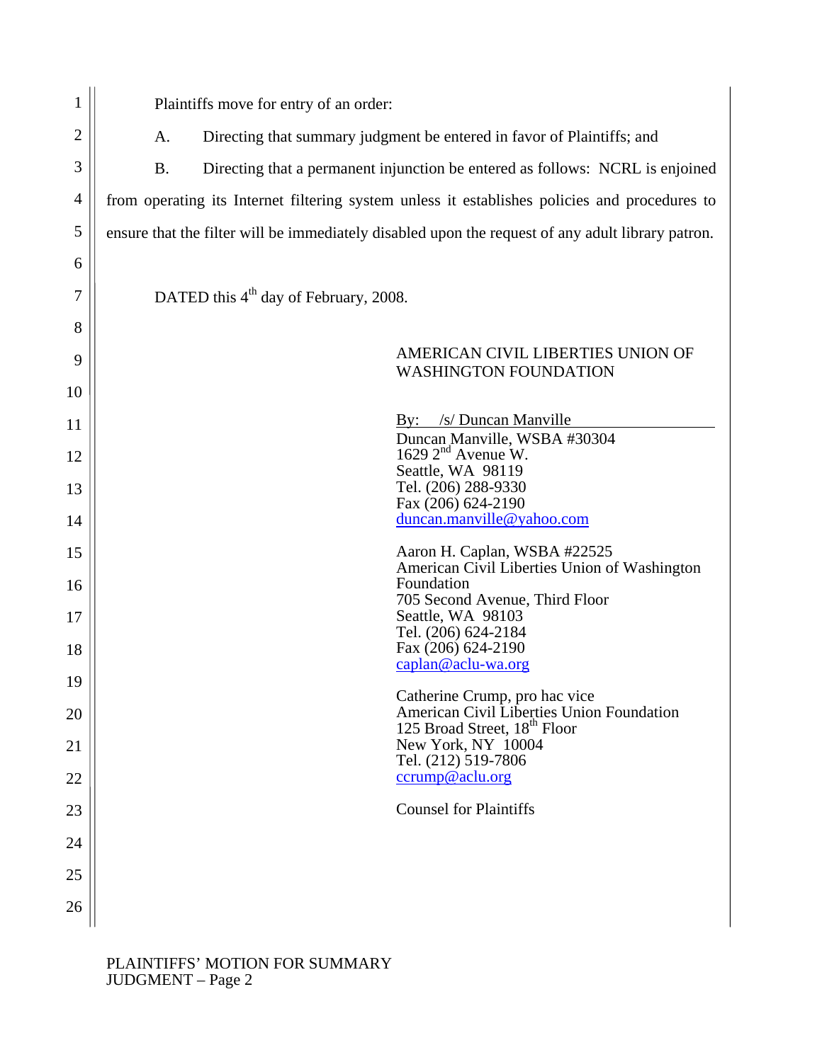Plaintiffs move for entry of an order:

A. Directing that summary judgment be entered in favor of Plaintiffs; and

B. Directing that a permanent injunction be entered as follows: NCRL is enjoined from operating its Internet filtering system unless it establishes policies and procedures to ensure that the filter will be immediately disabled upon the request of any adult library patron.

DATED this 4th day of February, 2008.

AMERICAN CIVIL LIBERTIES UNION OF WASHINGTON FOUNDATION

By: /s/ Duncan Manville
Duncan Manville, WSBA #30304
1629 2nd Avenue W.
Seattle, WA 98119
Tel. (206) 288-9330
Fax (206) 624-2190
duncan.manville@yahoo.com

Aaron H. Caplan, WSBA #22525
American Civil Liberties Union of Washington Foundation
705 Second Avenue, Third Floor
Seattle, WA 98103
Tel. (206) 624-2184
Fax (206) 624-2190
caplan@aclu-wa.org

Catherine Crump, pro hac vice
American Civil Liberties Union Foundation
125 Broad Street, 18th Floor
New York, NY 10004
Tel. (212) 519-7806
ccrump@aclu.org

Counsel for Plaintiffs